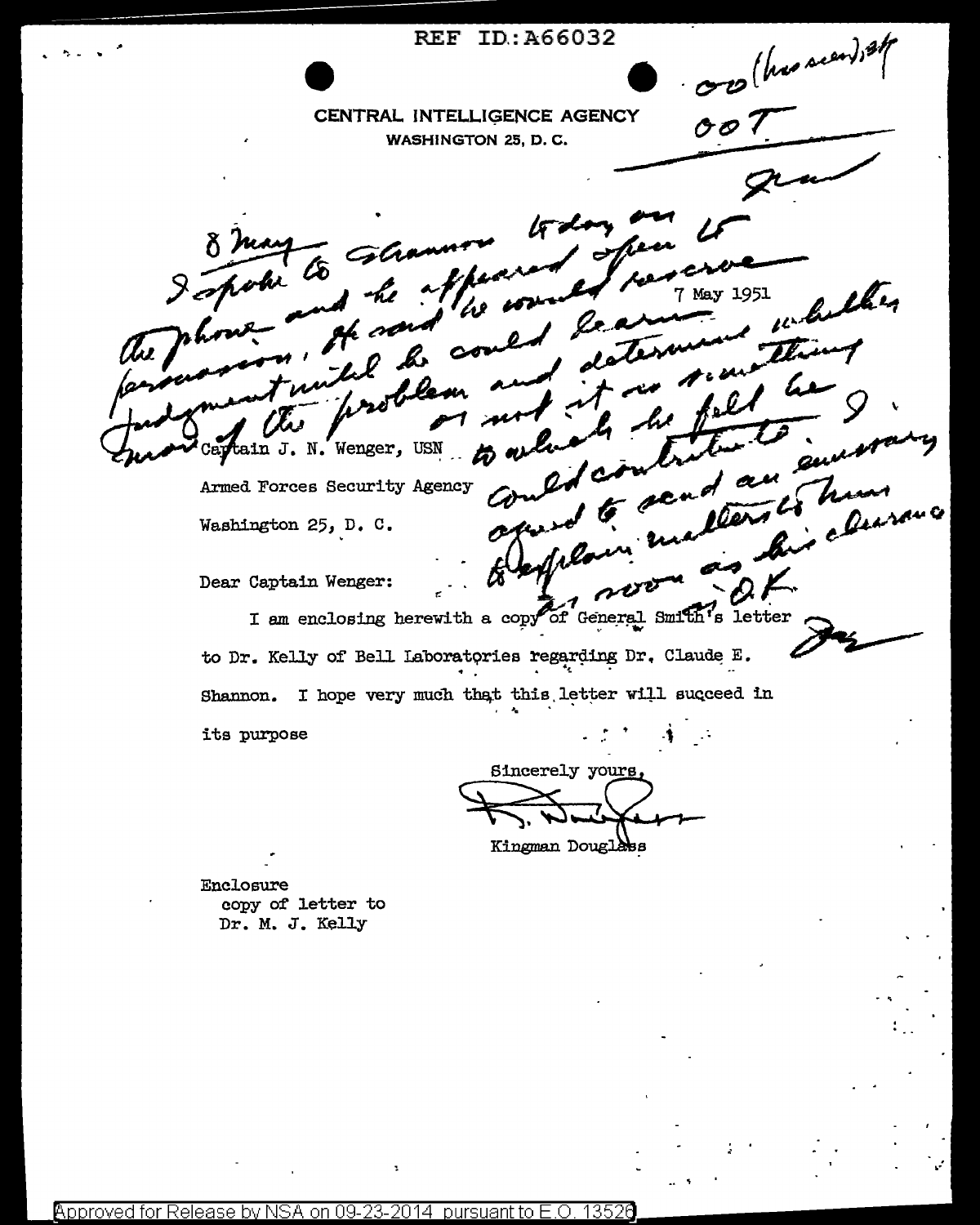REF ID:A66032

oo (has seen), gl
OOT
JNW

**CENTRAL INTELLIGENCE AGENCY**
WASHINGTON 25, D. C.

7 May 1951

8 May I spoke to Shannon today on the phone and he appeared open to persuasion. He said he would reserve judgment until he could learn more of the problem and determine whether or not it is something to which he felt he could contribute. I agreed to send an emissary to explain matters to him as soon as his clearance is OK.
JNW

Captain J. N. Wenger, USN
Armed Forces Security Agency
Washington 25, D. C.

Dear Captain Wenger:

I am enclosing herewith a copy of General Smith's letter to Dr. Kelly of Bell Laboratories regarding Dr. Claude E. Shannon. I hope very much that this letter will succeed in its purpose

Sincerely yours,

K. Douglass

Kingman Douglass

Enclosure
copy of letter to
Dr. M. J. Kelly

Approved for Release by NSA on 09-23-2014 pursuant to E.O. 13526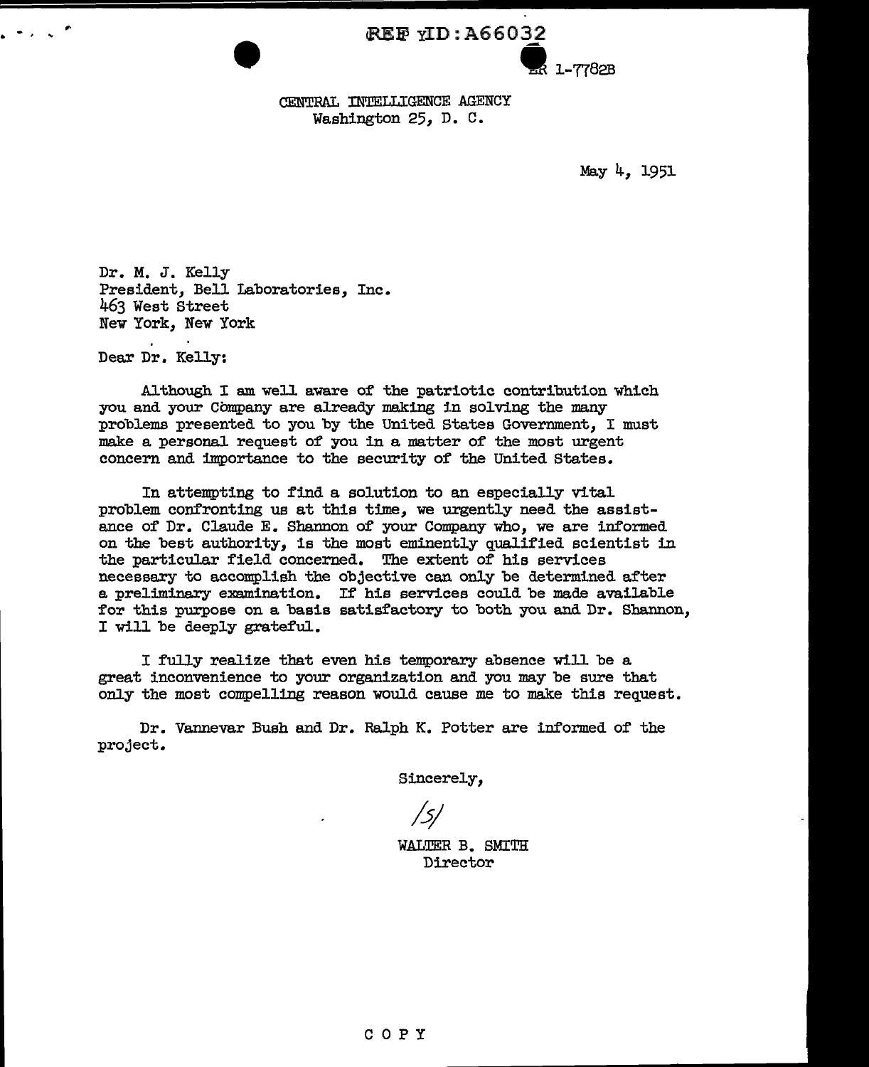REF ID:A66032

ER 1-7782B

CENTRAL INTELLIGENCE AGENCY
Washington 25, D. C.

May 4, 1951

Dr. M. J. Kelly
President, Bell Laboratories, Inc.
463 West Street
New York, New York

Dear Dr. Kelly:

Although I am well aware of the patriotic contribution which you and your Company are already making in solving the many problems presented to you by the United States Government, I must make a personal request of you in a matter of the most urgent concern and importance to the security of the United States.

In attempting to find a solution to an especially vital problem confronting us at this time, we urgently need the assistance of Dr. Claude E. Shannon of your Company who, we are informed on the best authority, is the most eminently qualified scientist in the particular field concerned. The extent of his services necessary to accomplish the objective can only be determined after a preliminary examination. If his services could be made available for this purpose on a basis satisfactory to both you and Dr. Shannon, I will be deeply grateful.

I fully realize that even his temporary absence will be a great inconvenience to your organization and you may be sure that only the most compelling reason would cause me to make this request.

Dr. Vannevar Bush and Dr. Ralph K. Potter are informed of the project.

Sincerely,

/s/

WALTER B. SMITH
Director

COPY